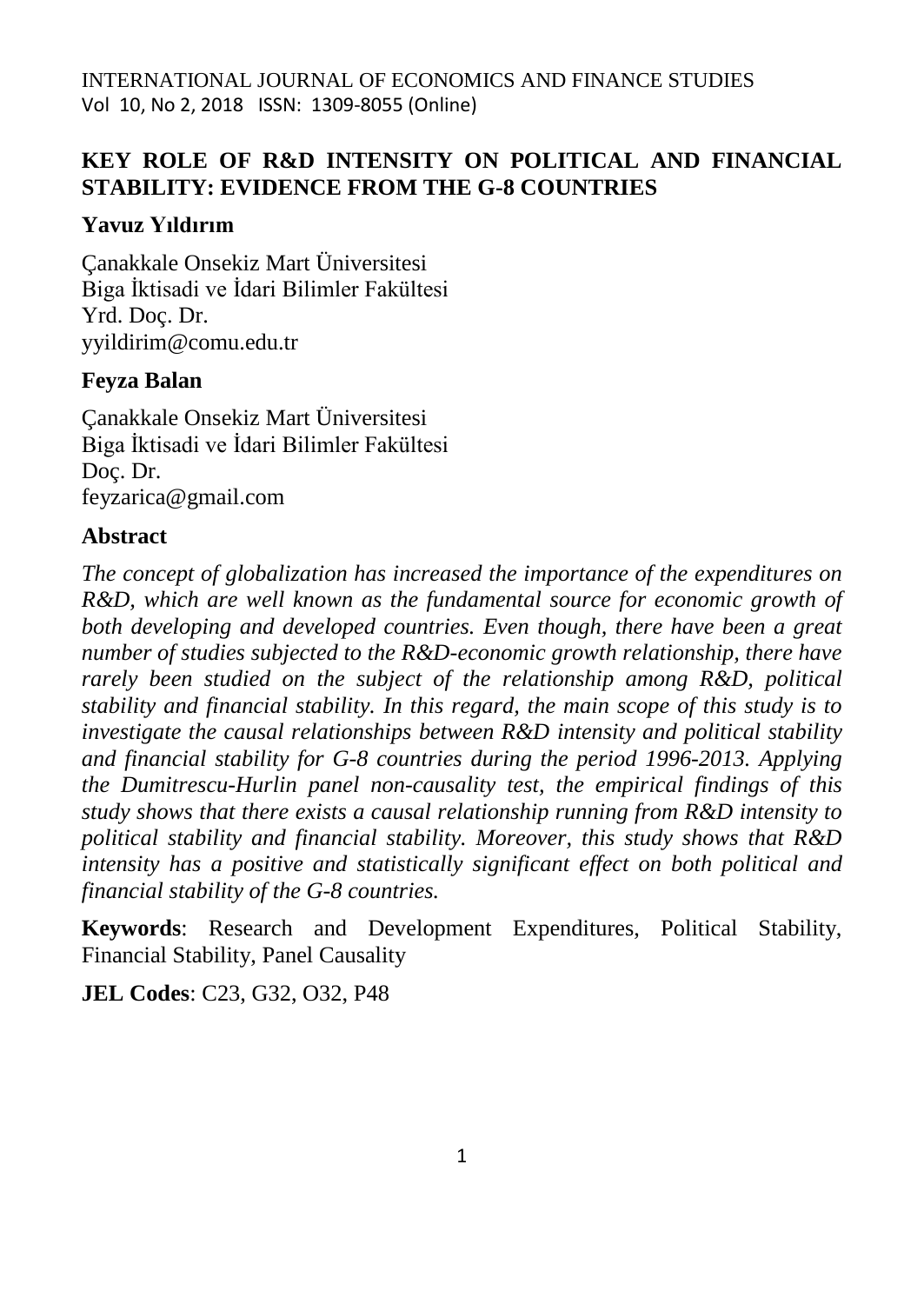INTERNATIONAL JOURNAL OF ECONOMICS AND FINANCE STUDIES
Vol 10, No 2, 2018 ISSN: 1309-8055 (Online)

# KEY ROLE OF R&D INTENSITY ON POLITICAL AND FINANCIAL STABILITY: EVIDENCE FROM THE G-8 COUNTRIES

**Yavuz Yıldırım**

Çanakkale Onsekiz Mart Üniversitesi
Biga İktisadi ve İdari Bilimler Fakültesi
Yrd. Doç. Dr.
yyildirim@comu.edu.tr

**Feyza Balan**

Çanakkale Onsekiz Mart Üniversitesi
Biga İktisadi ve İdari Bilimler Fakültesi
Doç. Dr.
feyzarica@gmail.com

## Abstract

*The concept of globalization has increased the importance of the expenditures on R&D, which are well known as the fundamental source for economic growth of both developing and developed countries. Even though, there have been a great number of studies subjected to the R&D-economic growth relationship, there have rarely been studied on the subject of the relationship among R&D, political stability and financial stability. In this regard, the main scope of this study is to investigate the causal relationships between R&D intensity and political stability and financial stability for G-8 countries during the period 1996-2013. Applying the Dumitrescu-Hurlin panel non-causality test, the empirical findings of this study shows that there exists a causal relationship running from R&D intensity to political stability and financial stability. Moreover, this study shows that R&D intensity has a positive and statistically significant effect on both political and financial stability of the G-8 countries.*

**Keywords**: Research and Development Expenditures, Political Stability, Financial Stability, Panel Causality

**JEL Codes**: C23, G32, O32, P48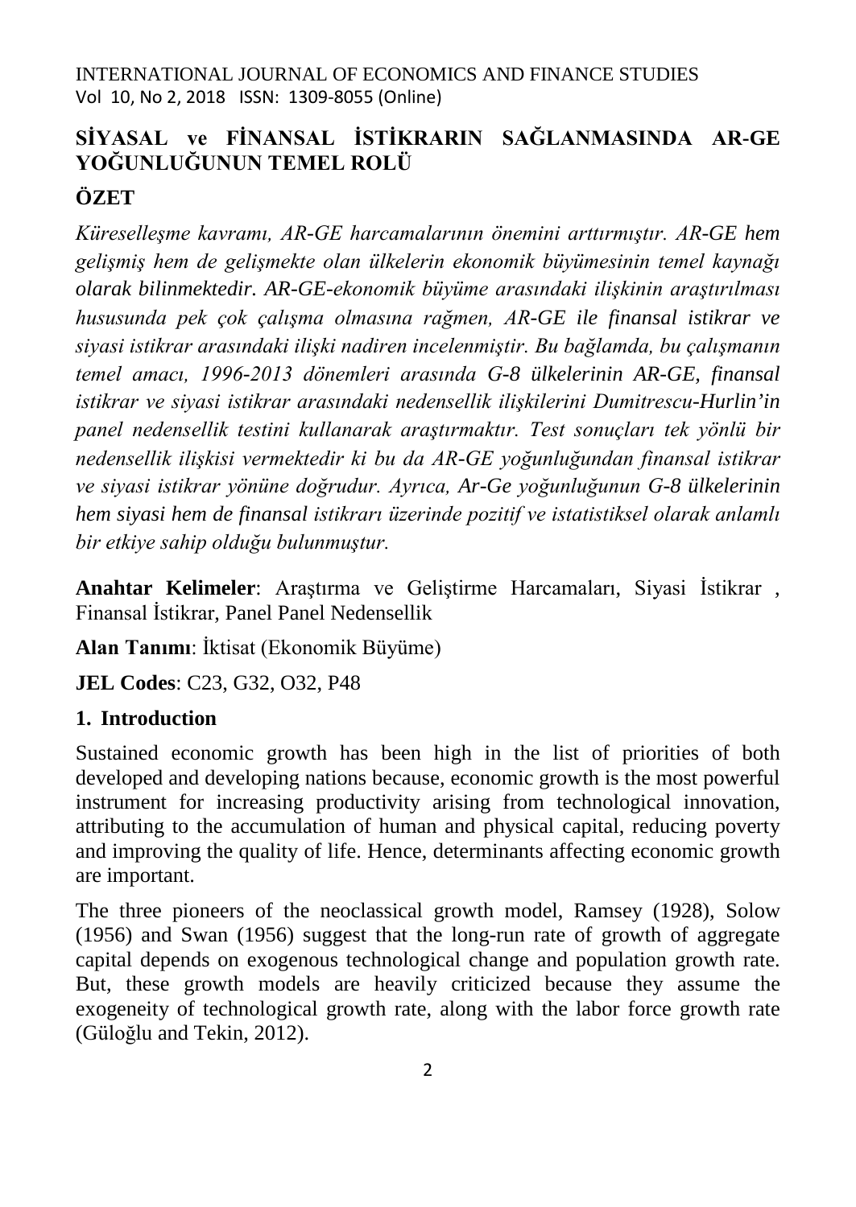# SİYASAL ve FİNANSAL İSTİKRARIN SAĞLANMASINDA AR-GE YOĞUNLUĞUNUN TEMEL ROLÜ

## ÖZET

*Küreselleşme kavramı, AR-GE harcamalarının önemini arttırmıştır. AR-GE hem gelişmiş hem de gelişmekte olan ülkelerin ekonomik büyümesinin temel kaynağı olarak bilinmektedir. AR-GE-ekonomik büyüme arasındaki ilişkinin araştırılması hususunda pek çok çalışma olmasına rağmen, AR-GE ile finansal istikrar ve siyasi istikrar arasındaki ilişki nadiren incelenmiştir. Bu bağlamda, bu çalışmanın temel amacı, 1996-2013 dönemleri arasında G-8 ülkelerinin AR-GE, finansal istikrar ve siyasi istikrar arasındaki nedensellik ilişkilerini Dumitrescu-Hurlin'in panel nedensellik testini kullanarak araştırmaktır. Test sonuçları tek yönlü bir nedensellik ilişkisi vermektedir ki bu da AR-GE yoğunluğundan finansal istikrar ve siyasi istikrar yönüne doğrudur. Ayrıca, Ar-Ge yoğunluğunun G-8 ülkelerinin hem siyasi hem de finansal istikrarı üzerinde pozitif ve istatistiksel olarak anlamlı bir etkiye sahip olduğu bulunmuştur.*

**Anahtar Kelimeler**: Araştırma ve Geliştirme Harcamaları, Siyasi İstikrar , Finansal İstikrar, Panel Panel Nedensellik

**Alan Tanımı**: İktisat (Ekonomik Büyüme)

**JEL Codes**: C23, G32, O32, P48

## 1. Introduction

Sustained economic growth has been high in the list of priorities of both developed and developing nations because, economic growth is the most powerful instrument for increasing productivity arising from technological innovation, attributing to the accumulation of human and physical capital, reducing poverty and improving the quality of life. Hence, determinants affecting economic growth are important.

The three pioneers of the neoclassical growth model, Ramsey (1928), Solow (1956) and Swan (1956) suggest that the long-run rate of growth of aggregate capital depends on exogenous technological change and population growth rate. But, these growth models are heavily criticized because they assume the exogeneity of technological growth rate, along with the labor force growth rate (Güloğlu and Tekin, 2012).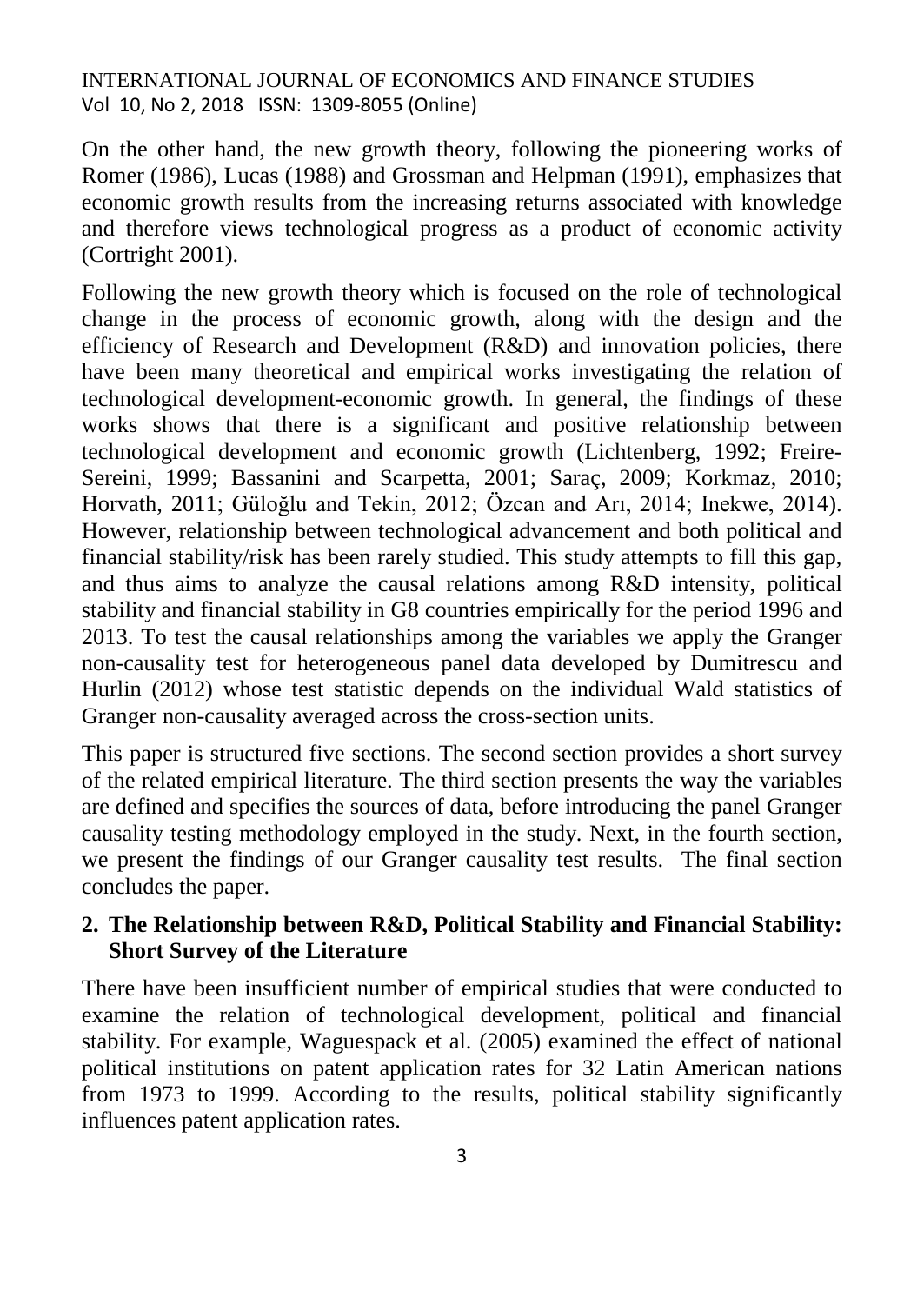On the other hand, the new growth theory, following the pioneering works of Romer (1986), Lucas (1988) and Grossman and Helpman (1991), emphasizes that economic growth results from the increasing returns associated with knowledge and therefore views technological progress as a product of economic activity (Cortright 2001).

Following the new growth theory which is focused on the role of technological change in the process of economic growth, along with the design and the efficiency of Research and Development (R&D) and innovation policies, there have been many theoretical and empirical works investigating the relation of technological development-economic growth. In general, the findings of these works shows that there is a significant and positive relationship between technological development and economic growth (Lichtenberg, 1992; Freire-Sereini, 1999; Bassanini and Scarpetta, 2001; Saraç, 2009; Korkmaz, 2010; Horvath, 2011; Güloğlu and Tekin, 2012; Özcan and Arı, 2014; Inekwe, 2014). However, relationship between technological advancement and both political and financial stability/risk has been rarely studied. This study attempts to fill this gap, and thus aims to analyze the causal relations among R&D intensity, political stability and financial stability in G8 countries empirically for the period 1996 and 2013. To test the causal relationships among the variables we apply the Granger non-causality test for heterogeneous panel data developed by Dumitrescu and Hurlin (2012) whose test statistic depends on the individual Wald statistics of Granger non-causality averaged across the cross-section units.

This paper is structured five sections. The second section provides a short survey of the related empirical literature. The third section presents the way the variables are defined and specifies the sources of data, before introducing the panel Granger causality testing methodology employed in the study. Next, in the fourth section, we present the findings of our Granger causality test results. The final section concludes the paper.

## 2. The Relationship between R&D, Political Stability and Financial Stability: Short Survey of the Literature

There have been insufficient number of empirical studies that were conducted to examine the relation of technological development, political and financial stability. For example, Waguespack et al. (2005) examined the effect of national political institutions on patent application rates for 32 Latin American nations from 1973 to 1999. According to the results, political stability significantly influences patent application rates.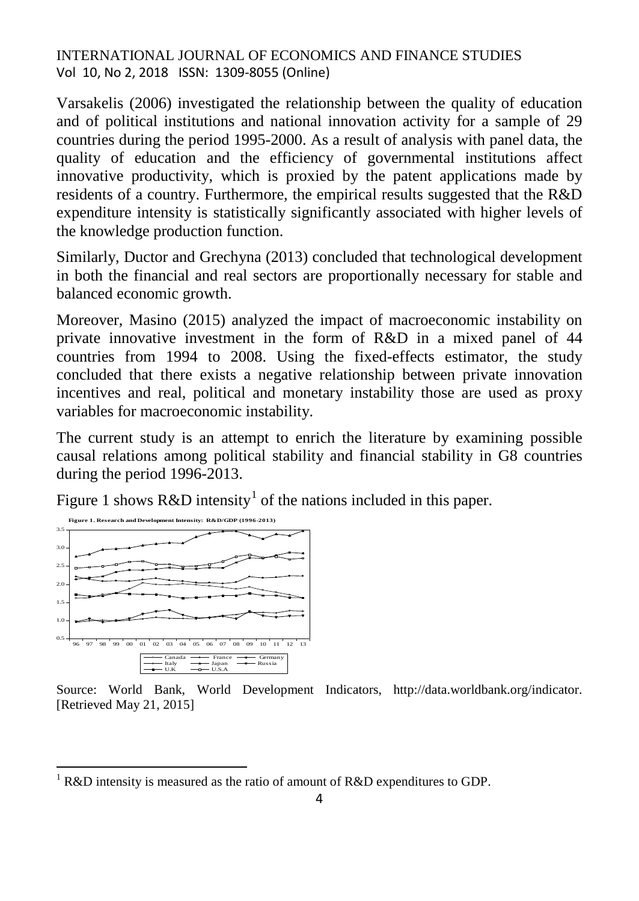Varsakelis (2006) investigated the relationship between the quality of education and of political institutions and national innovation activity for a sample of 29 countries during the period 1995-2000. As a result of analysis with panel data, the quality of education and the efficiency of governmental institutions affect innovative productivity, which is proxied by the patent applications made by residents of a country. Furthermore, the empirical results suggested that the R&D expenditure intensity is statistically significantly associated with higher levels of the knowledge production function.

Similarly, Ductor and Grechyna (2013) concluded that technological development in both the financial and real sectors are proportionally necessary for stable and balanced economic growth.

Moreover, Masino (2015) analyzed the impact of macroeconomic instability on private innovative investment in the form of R&D in a mixed panel of 44 countries from 1994 to 2008. Using the fixed-effects estimator, the study concluded that there exists a negative relationship between private innovation incentives and real, political and monetary instability those are used as proxy variables for macroeconomic instability.

The current study is an attempt to enrich the literature by examining possible causal relations among political stability and financial stability in G8 countries during the period 1996-2013.

Figure 1 shows R&D intensity[1] of the nations included in this paper.

**Figure 1. Research and Development Intensity: R&D/GDP (1996-2013)**

Source: World Bank, World Development Indicators, http://data.worldbank.org/indicator. [Retrieved May 21, 2015]

---

[1] R&D intensity is measured as the ratio of amount of R&D expenditures to GDP.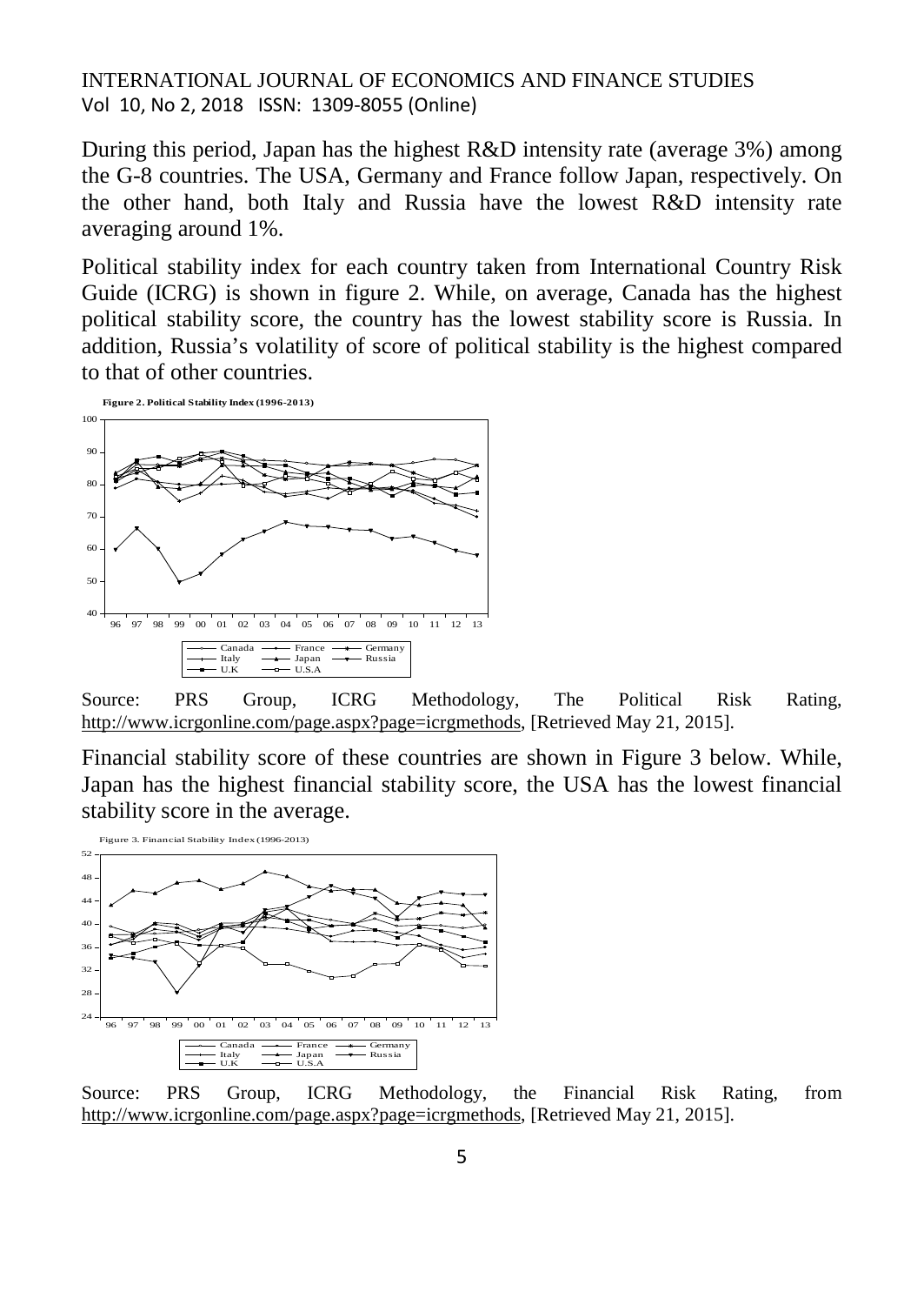During this period, Japan has the highest R&D intensity rate (average 3%) among the G-8 countries. The USA, Germany and France follow Japan, respectively. On the other hand, both Italy and Russia have the lowest R&D intensity rate averaging around 1%.

Political stability index for each country taken from International Country Risk Guide (ICRG) is shown in figure 2. While, on average, Canada has the highest political stability score, the country has the lowest stability score is Russia. In addition, Russia's volatility of score of political stability is the highest compared to that of other countries.

**Figure 2. Political Stability Index (1996-2013)**

Source: PRS Group, ICRG Methodology, The Political Risk Rating, http://www.icrgonline.com/page.aspx?page=icrgmethods, [Retrieved May 21, 2015].

Financial stability score of these countries are shown in Figure 3 below. While, Japan has the highest financial stability score, the USA has the lowest financial stability score in the average.

Figure 3. Financial Stability Index (1996-2013)

Source: PRS Group, ICRG Methodology, the Financial Risk Rating, from http://www.icrgonline.com/page.aspx?page=icrgmethods, [Retrieved May 21, 2015].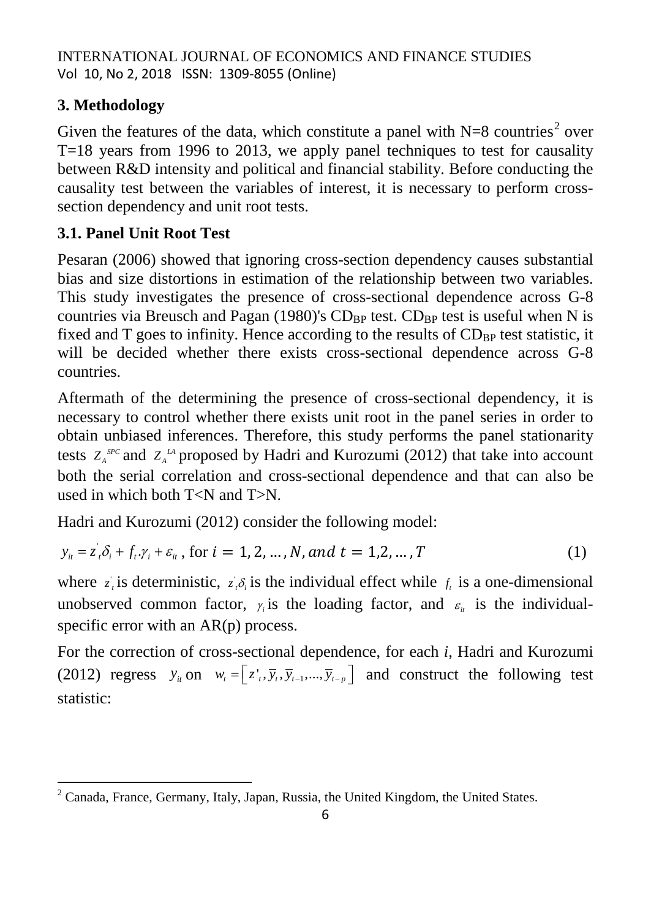## 3. Methodology

Given the features of the data, which constitute a panel with N=8 countries[2] over T=18 years from 1996 to 2013, we apply panel techniques to test for causality between R&D intensity and political and financial stability. Before conducting the causality test between the variables of interest, it is necessary to perform cross-section dependency and unit root tests.

### 3.1. Panel Unit Root Test

Pesaran (2006) showed that ignoring cross-section dependency causes substantial bias and size distortions in estimation of the relationship between two variables. This study investigates the presence of cross-sectional dependence across G-8 countries via Breusch and Pagan (1980)'s $CD_{BP}$ test. $CD_{BP}$ test is useful when N is fixed and T goes to infinity. Hence according to the results of $CD_{BP}$ test statistic, it will be decided whether there exists cross-sectional dependence across G-8 countries.

Aftermath of the determining the presence of cross-sectional dependency, it is necessary to control whether there exists unit root in the panel series in order to obtain unbiased inferences. Therefore, this study performs the panel stationarity tests $Z_A^{SPC}$ and $Z_A^{LA}$ proposed by Hadri and Kurozumi (2012) that take into account both the serial correlation and cross-sectional dependence and that can also be used in which both T<N and T>N.

Hadri and Kurozumi (2012) consider the following model:

$$y_{it} = z_t^{'}\delta_i + f_t.\gamma_i + \varepsilon_{it}\text{, for } i = 1, 2, \ldots, N, \text{and } t = 1,2, \ldots, T \tag{1}$$

where $z_t^{'}$ is deterministic, $z_t^{'}\delta_i$ is the individual effect while $f_t$ is a one-dimensional unobserved common factor, $\gamma_i$ is the loading factor, and $\varepsilon_{it}$ is the individual-specific error with an AR(p) process.

For the correction of cross-sectional dependence, for each *i*, Hadri and Kurozumi (2012) regress $y_{it}$ on $w_t = \left[ z'_t, \bar{y}_t, \bar{y}_{t-1}, \ldots, \bar{y}_{t-p} \right]$ and construct the following test statistic:

[2] Canada, France, Germany, Italy, Japan, Russia, the United Kingdom, the United States.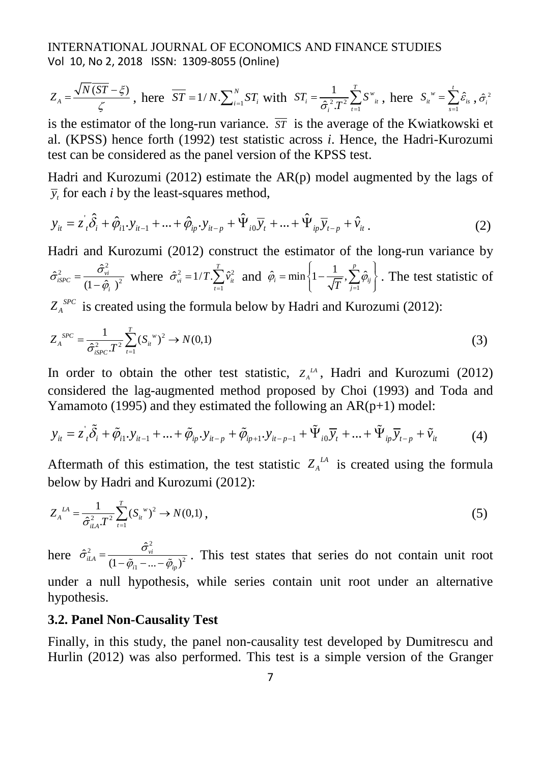$Z_A = \frac{\sqrt{N}(\overline{ST} - \xi)}{\zeta}$, here $\overline{ST} = 1/N.\sum_{i=1}^{N} ST_i$ with $ST_i = \frac{1}{\hat{\sigma}_i^2.T^2}\sum_{t=1}^{T} S^w{}_{it}$, here $S_{it}{}^w = \sum_{s=1}^{t}\hat{\varepsilon}_{is}$, $\hat{\sigma}_i^2$ is the estimator of the long-run variance. $\overline{ST}$ is the average of the Kwiatkowski et al. (KPSS) hence forth (1992) test statistic across *i*. Hence, the Hadri-Kurozumi test can be considered as the panel version of the KPSS test.

Hadri and Kurozumi (2012) estimate the AR(p) model augmented by the lags of $\overline{y}_t$ for each *i* by the least-squares method,

$$y_{it} = z_t^{'}\hat{\delta}_i + \hat{\varphi}_{i1}.y_{it-1} + ... + \hat{\varphi}_{ip}.y_{it-p} + \hat{\Psi}_{i0}\overline{y}_t + ... + \hat{\Psi}_{ip}\overline{y}_{t-p} + \hat{v}_{it}\,. \tag{2}$$

Hadri and Kurozumi (2012) construct the estimator of the long-run variance by $\hat{\sigma}_{iSPC}^2 = \frac{\hat{\sigma}_{vi}^2}{(1-\hat{\varphi}_i)^2}$ where $\hat{\sigma}_{vi}^2 = 1/T.\sum_{t=1}^{T}\hat{v}_{it}^2$ and $\hat{\varphi}_i = \min\left\{1 - \frac{1}{\sqrt{T}}, \sum_{j=1}^{p}\hat{\varphi}_{ij}\right\}$. The test statistic of $Z_A{}^{SPC}$ is created using the formula below by Hadri and Kurozumi (2012):

$$Z_A{}^{SPC} = \frac{1}{\hat{\sigma}_{iSPC}^2.T^2}\sum_{t=1}^{T}(S_{it}{}^w)^2 \rightarrow N(0,1) \tag{3}$$

In order to obtain the other test statistic, $Z_A{}^{LA}$, Hadri and Kurozumi (2012) considered the lag-augmented method proposed by Choi (1993) and Toda and Yamamoto (1995) and they estimated the following an AR(p+1) model:

$$y_{it} = z_t^{'}\tilde{\delta}_i + \tilde{\varphi}_{i1}.y_{it-1} + ... + \tilde{\varphi}_{ip}.y_{it-p} + \tilde{\varphi}_{ip+1}.y_{it-p-1} + \tilde{\Psi}_{i0}\overline{y}_t + ... + \tilde{\Psi}_{ip}\overline{y}_{t-p} + \tilde{v}_{it} \tag{4}$$

Aftermath of this estimation, the test statistic $Z_A{}^{LA}$ is created using the formula below by Hadri and Kurozumi (2012):

$$Z_A{}^{LA} = \frac{1}{\hat{\sigma}_{iLA}^2.T^2}\sum_{t=1}^{T}(S_{it}{}^w)^2 \rightarrow N(0,1)\,, \tag{5}$$

here $\hat{\sigma}_{iLA}^2 = \frac{\hat{\sigma}_{vi}^2}{(1-\tilde{\varphi}_{i1} - ... - \tilde{\varphi}_{ip})^2}$. This test states that series do not contain unit root under a null hypothesis, while series contain unit root under an alternative hypothesis.

### 3.2. Panel Non-Causality Test

Finally, in this study, the panel non-causality test developed by Dumitrescu and Hurlin (2012) was also performed. This test is a simple version of the Granger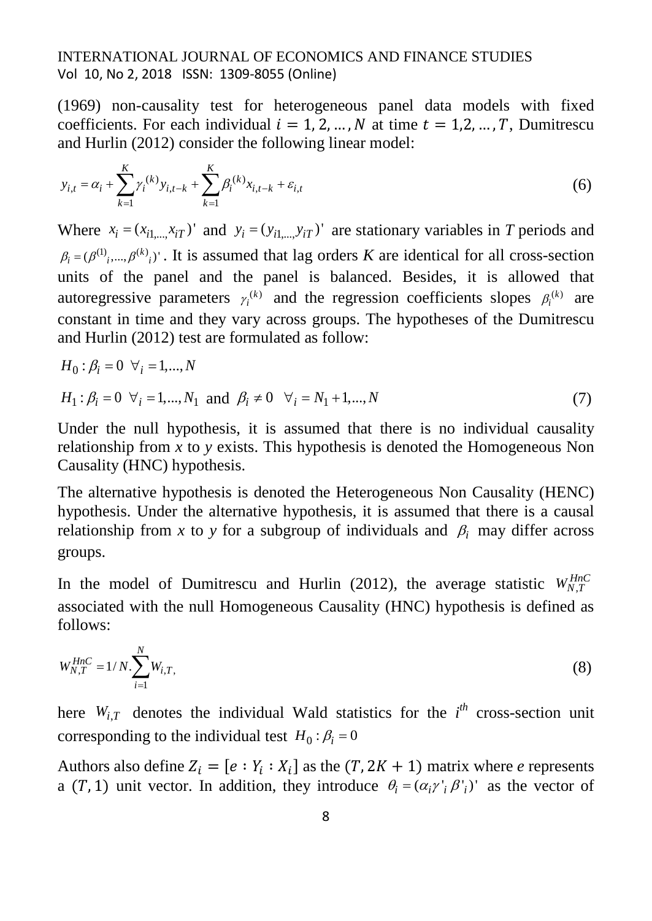(1969) non-causality test for heterogeneous panel data models with fixed coefficients. For each individual $i = 1, 2, \ldots, N$ at time $t = 1,2, \ldots, T$, Dumitrescu and Hurlin (2012) consider the following linear model:

$$y_{i,t} = \alpha_i + \sum_{k=1}^{K} \gamma_i^{(k)} y_{i,t-k} + \sum_{k=1}^{K} \beta_i^{(k)} x_{i,t-k} + \varepsilon_{i,t} \tag{6}$$

Where $x_i = (x_{i1,\ldots,} x_{iT})'$ and $y_i = (y_{i1,\ldots,} y_{iT})'$ are stationary variables in *T* periods and $\beta_i = (\beta^{(1)}{}_i, \ldots, \beta^{(k)}{}_i)'$. It is assumed that lag orders *K* are identical for all cross-section units of the panel and the panel is balanced. Besides, it is allowed that autoregressive parameters $\gamma_i{}^{(k)}$ and the regression coefficients slopes $\beta_i^{(k)}$ are constant in time and they vary across groups. The hypotheses of the Dumitrescu and Hurlin (2012) test are formulated as follow:

$$H_0 : \beta_i = 0 \;\; \forall_i = 1, \ldots, N$$

$$H_1 : \beta_i = 0 \;\; \forall_i = 1, \ldots, N_1 \text{ and } \beta_i \neq 0 \;\; \forall_i = N_1 + 1, \ldots, N \tag{7}$$

Under the null hypothesis, it is assumed that there is no individual causality relationship from *x* to *y* exists. This hypothesis is denoted the Homogeneous Non Causality (HNC) hypothesis.

The alternative hypothesis is denoted the Heterogeneous Non Causality (HENC) hypothesis. Under the alternative hypothesis, it is assumed that there is a causal relationship from *x* to *y* for a subgroup of individuals and $\beta_i$ may differ across groups.

In the model of Dumitrescu and Hurlin (2012), the average statistic $W_{N,T}^{HnC}$ associated with the null Homogeneous Causality (HNC) hypothesis is defined as follows:

$$W_{N,T}^{HnC} = 1/N . \sum_{i=1}^{N} W_{i,T}, \tag{8}$$

here $W_{i,T}$ denotes the individual Wald statistics for the $i^{th}$ cross-section unit corresponding to the individual test $H_0 : \beta_i = 0$

Authors also define $Z_i = [e : Y_i : X_i]$ as the $(T, 2K + 1)$ matrix where *e* represents a $(T, 1)$ unit vector. In addition, they introduce $\theta_i = (\alpha_i \gamma'_i \, \beta'_i)'$ as the vector of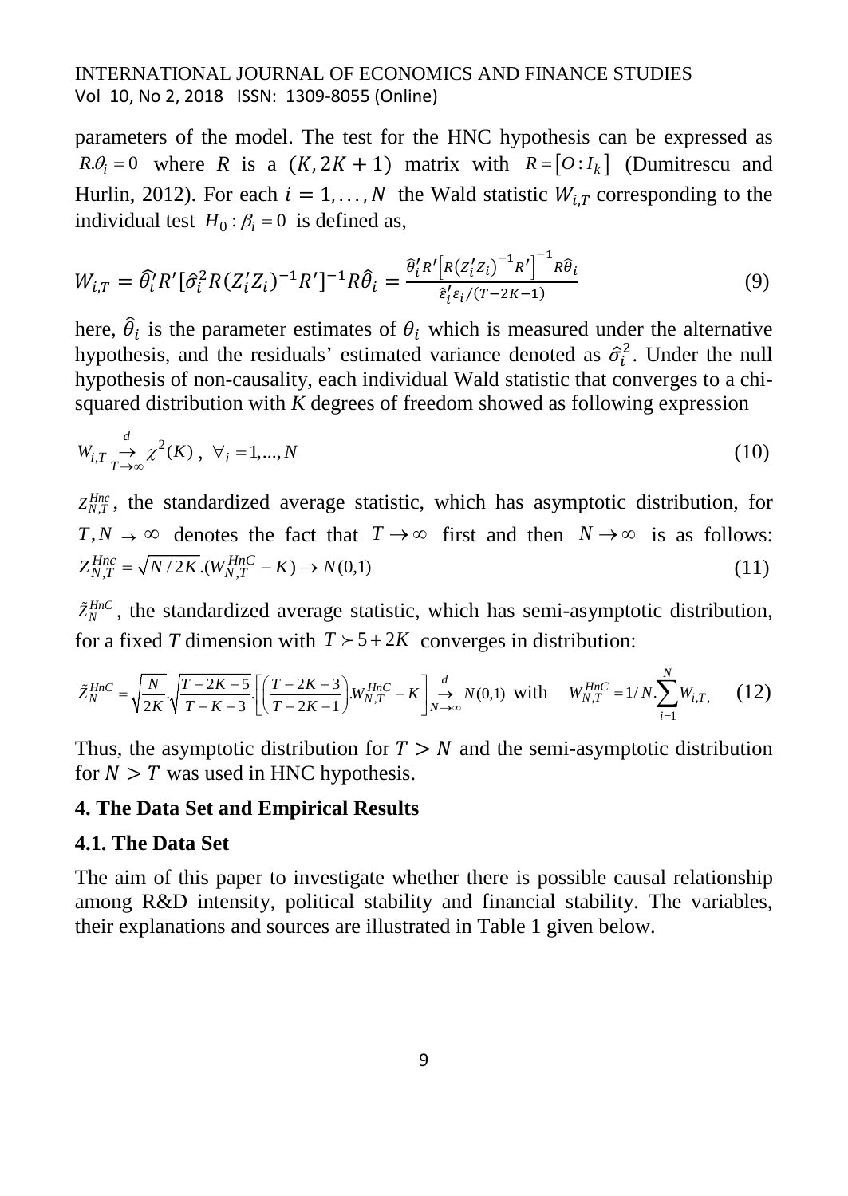parameters of the model. The test for the HNC hypothesis can be expressed as $R.\theta_i = 0$ where $R$ is a $(K, 2K+1)$ matrix with $R = [O : I_k]$ (Dumitrescu and Hurlin, 2012). For each $i = 1, \ldots, N$ the Wald statistic $W_{i,T}$ corresponding to the individual test $H_0 : \beta_i = 0$ is defined as,

$$W_{i,T} = \widehat{\theta}_i' R' [\hat{\sigma}_i^2 R (Z_i' Z_i)^{-1} R']^{-1} R \widehat{\theta}_i = \frac{\widehat{\theta}_i' R' \left[ R (Z_i' Z_i)^{-1} R' \right]^{-1} R \widehat{\theta}_i}{\hat{\varepsilon}_i' \varepsilon_i / (T - 2K - 1)} \tag{9}$$

here, $\widehat{\theta}_i$ is the parameter estimates of $\theta_i$ which is measured under the alternative hypothesis, and the residuals' estimated variance denoted as $\hat{\sigma}_i^2$. Under the null hypothesis of non-causality, each individual Wald statistic that converges to a chi-squared distribution with *K* degrees of freedom showed as following expression

$$W_{i,T} \underset{T \to \infty}{\overset{d}{\to}} \chi^2(K) \,, \ \forall_i = 1, \ldots, N \tag{10}$$

$Z_{N,T}^{Hnc}$, the standardized average statistic, which has asymptotic distribution, for $T, N \to \infty$ denotes the fact that $T \to \infty$ first and then $N \to \infty$ is as follows: $Z_{N,T}^{Hnc} = \sqrt{N/2K}.(W_{N,T}^{HnC} - K) \to N(0,1)$ (11)

$\tilde{Z}_N^{HnC}$, the standardized average statistic, which has semi-asymptotic distribution, for a fixed *T* dimension with $T \succ 5 + 2K$ converges in distribution:

$$\tilde{Z}_N^{HnC} = \sqrt{\frac{N}{2K}}.\sqrt{\frac{T-2K-5}{T-K-3}}.\left[ \left( \frac{T-2K-3}{T-2K-1} \right).W_{N,T}^{HnC} - K \right] \underset{N \to \infty}{\overset{d}{\to}} N(0,1) \ \text{with} \quad W_{N,T}^{HnC} = 1/N.\sum_{i=1}^{N} W_{i,T}, \tag{12}$$

Thus, the asymptotic distribution for $T > N$ and the semi-asymptotic distribution for $N > T$ was used in HNC hypothesis.

## 4. The Data Set and Empirical Results

### 4.1. The Data Set

The aim of this paper to investigate whether there is possible causal relationship among R&D intensity, political stability and financial stability. The variables, their explanations and sources are illustrated in Table 1 given below.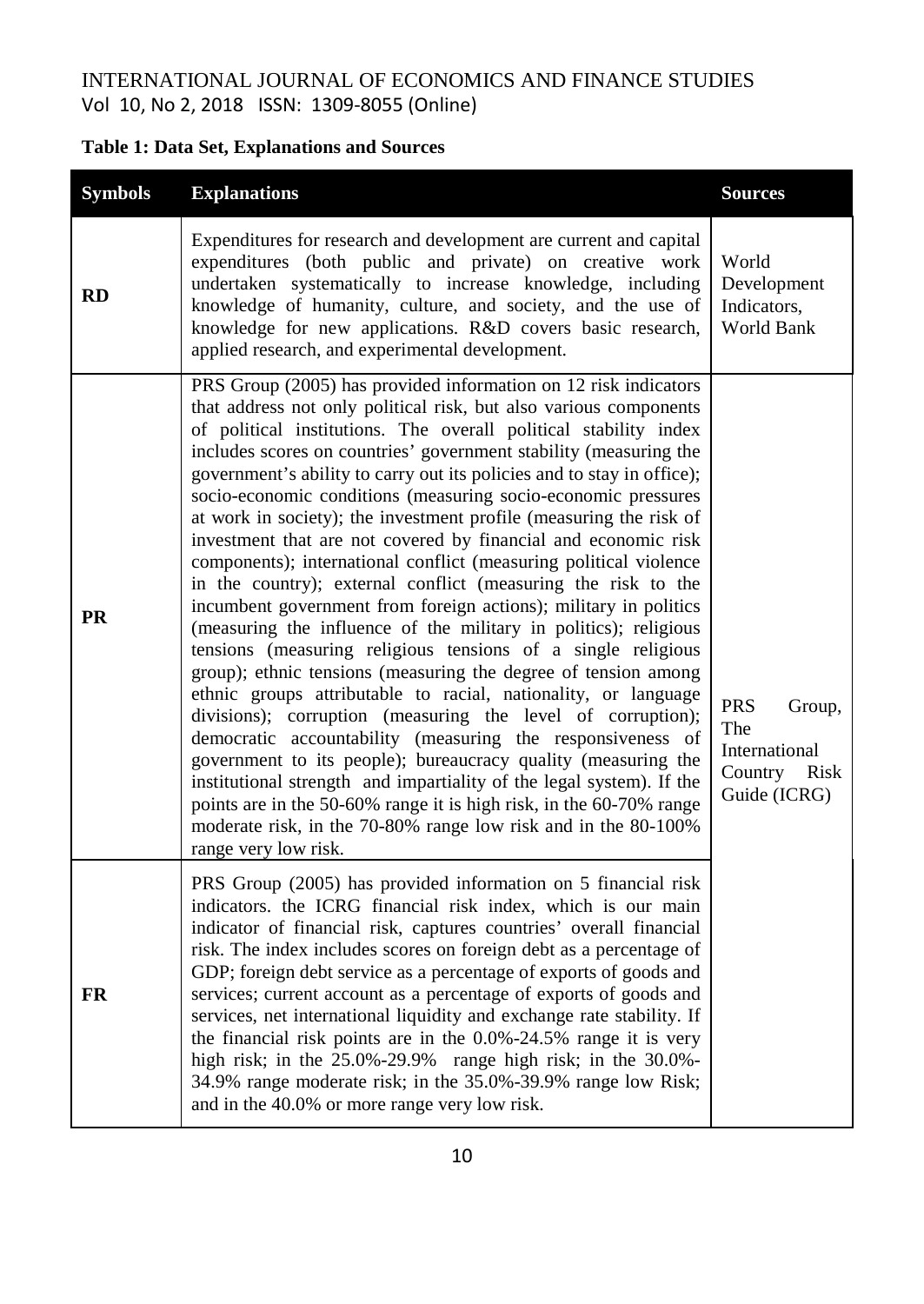**Table 1: Data Set, Explanations and Sources**

| Symbols | Explanations | Sources |
|---|---|---|
| **RD** | Expenditures for research and development are current and capital expenditures (both public and private) on creative work undertaken systematically to increase knowledge, including knowledge of humanity, culture, and society, and the use of knowledge for new applications. R&D covers basic research, applied research, and experimental development. | World Development Indicators, World Bank |
| **PR** | PRS Group (2005) has provided information on 12 risk indicators that address not only political risk, but also various components of political institutions. The overall political stability index includes scores on countries' government stability (measuring the government's ability to carry out its policies and to stay in office); socio-economic conditions (measuring socio-economic pressures at work in society); the investment profile (measuring the risk of investment that are not covered by financial and economic risk components); international conflict (measuring political violence in the country); external conflict (measuring the risk to the incumbent government from foreign actions); military in politics (measuring the influence of the military in politics); religious tensions (measuring religious tensions of a single religious group); ethnic tensions (measuring the degree of tension among ethnic groups attributable to racial, nationality, or language divisions); corruption (measuring the level of corruption); democratic accountability (measuring the responsiveness of government to its people); bureaucracy quality (measuring the institutional strength and impartiality of the legal system). If the points are in the 50-60% range it is high risk, in the 60-70% range moderate risk, in the 70-80% range low risk and in the 80-100% range very low risk. | PRS Group, The International Country Risk Guide (ICRG) |
| **FR** | PRS Group (2005) has provided information on 5 financial risk indicators. the ICRG financial risk index, which is our main indicator of financial risk, captures countries' overall financial risk. The index includes scores on foreign debt as a percentage of GDP; foreign debt service as a percentage of exports of goods and services; current account as a percentage of exports of goods and services, net international liquidity and exchange rate stability. If the financial risk points are in the 0.0%-24.5% range it is very high risk; in the 25.0%-29.9% range high risk; in the 30.0%-34.9% range moderate risk; in the 35.0%-39.9% range low Risk; and in the 40.0% or more range very low risk. | |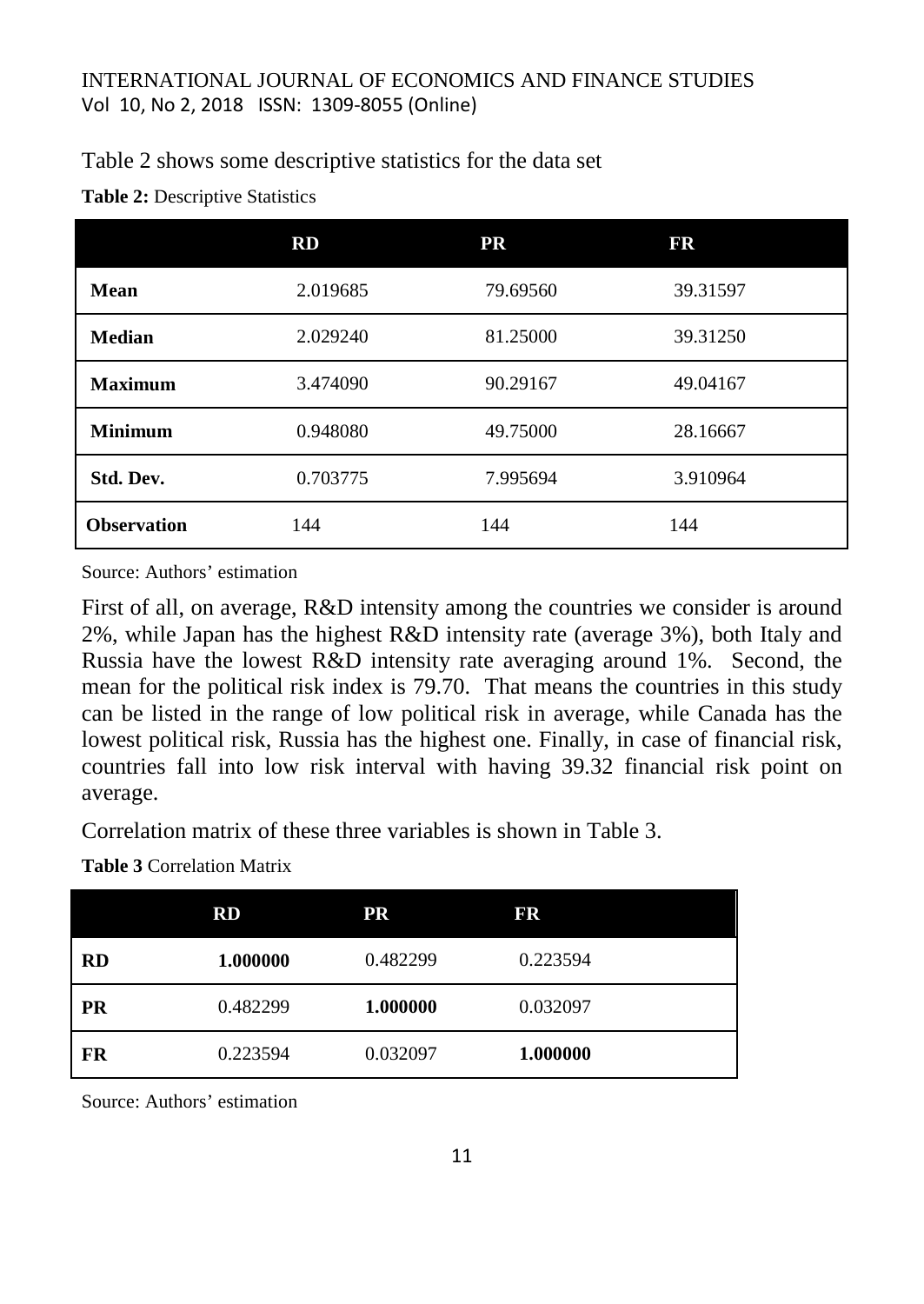Table 2 shows some descriptive statistics for the data set

**Table 2:** Descriptive Statistics

| | RD | PR | FR |
|---|---|---|---|
| **Mean** | 2.019685 | 79.69560 | 39.31597 |
| **Median** | 2.029240 | 81.25000 | 39.31250 |
| **Maximum** | 3.474090 | 90.29167 | 49.04167 |
| **Minimum** | 0.948080 | 49.75000 | 28.16667 |
| **Std. Dev.** | 0.703775 | 7.995694 | 3.910964 |
| **Observation** | 144 | 144 | 144 |

Source: Authors' estimation

First of all, on average, R&D intensity among the countries we consider is around 2%, while Japan has the highest R&D intensity rate (average 3%), both Italy and Russia have the lowest R&D intensity rate averaging around 1%. Second, the mean for the political risk index is 79.70. That means the countries in this study can be listed in the range of low political risk in average, while Canada has the lowest political risk, Russia has the highest one. Finally, in case of financial risk, countries fall into low risk interval with having 39.32 financial risk point on average.

Correlation matrix of these three variables is shown in Table 3.

**Table 3** Correlation Matrix

| | RD | PR | FR |
|---|---|---|---|
| **RD** | **1.000000** | 0.482299 | 0.223594 |
| **PR** | 0.482299 | **1.000000** | 0.032097 |
| **FR** | 0.223594 | 0.032097 | **1.000000** |

Source: Authors' estimation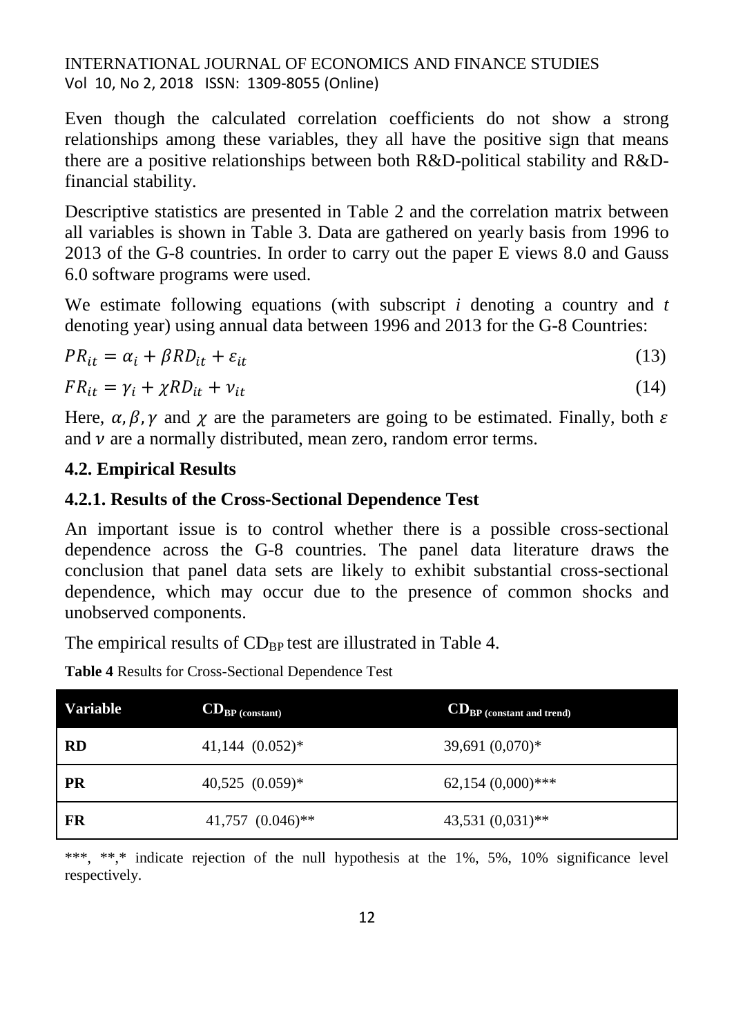Even though the calculated correlation coefficients do not show a strong relationships among these variables, they all have the positive sign that means there are a positive relationships between both R&D-political stability and R&D-financial stability.

Descriptive statistics are presented in Table 2 and the correlation matrix between all variables is shown in Table 3. Data are gathered on yearly basis from 1996 to 2013 of the G-8 countries. In order to carry out the paper E views 8.0 and Gauss 6.0 software programs were used.

We estimate following equations (with subscript $i$ denoting a country and $t$ denoting year) using annual data between 1996 and 2013 for the G-8 Countries:

$$PR_{it} = \alpha_i + \beta RD_{it} + \varepsilon_{it} \tag{13}$$

$$FR_{it} = \gamma_i + \chi RD_{it} + \nu_{it} \tag{14}$$

Here, $\alpha, \beta, \gamma$ and $\chi$ are the parameters are going to be estimated. Finally, both $\varepsilon$ and $\nu$ are a normally distributed, mean zero, random error terms.

### 4.2. Empirical Results

#### 4.2.1. Results of the Cross-Sectional Dependence Test

An important issue is to control whether there is a possible cross-sectional dependence across the G-8 countries. The panel data literature draws the conclusion that panel data sets are likely to exhibit substantial cross-sectional dependence, which may occur due to the presence of common shocks and unobserved components.

The empirical results of $CD_{BP}$ test are illustrated in Table 4.

**Table 4** Results for Cross-Sectional Dependence Test

| Variable | $CD_{BP\ (constant)}$ | $CD_{BP\ (constant\ and\ trend)}$ |
|---|---|---|
| **RD** | 41,144 (0.052)* | 39,691 (0,070)* |
| **PR** | 40,525 (0.059)* | 62,154 (0,000)*** |
| **FR** | 41,757 (0.046)** | 43,531 (0,031)** |

***, **,* indicate rejection of the null hypothesis at the 1%, 5%, 10% significance level respectively.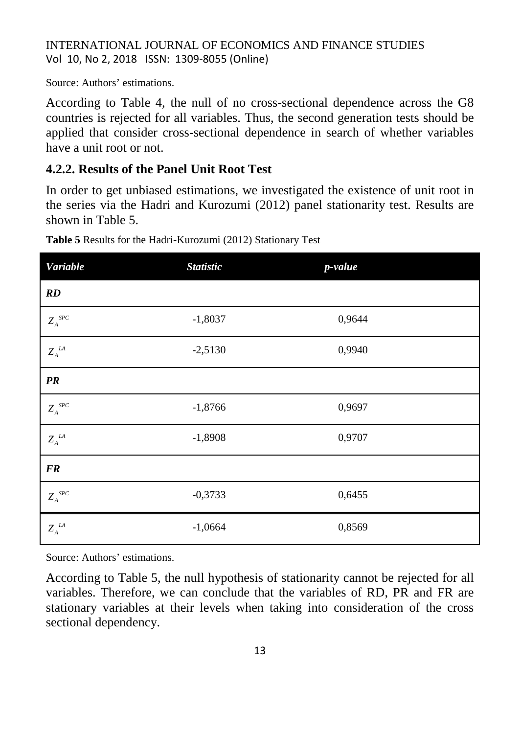Source: Authors' estimations.

According to Table 4, the null of no cross-sectional dependence across the G8 countries is rejected for all variables. Thus, the second generation tests should be applied that consider cross-sectional dependence in search of whether variables have a unit root or not.

### 4.2.2. Results of the Panel Unit Root Test

In order to get unbiased estimations, we investigated the existence of unit root in the series via the Hadri and Kurozumi (2012) panel stationarity test. Results are shown in Table 5.

**Table 5** Results for the Hadri-Kurozumi (2012) Stationary Test

| *Variable* | *Statistic* | *p-value* |
|---|---|---|
| ***RD*** | | |
| $Z_A^{SPC}$ | -1,8037 | 0,9644 |
| $Z_A^{LA}$ | -2,5130 | 0,9940 |
| ***PR*** | | |
| $Z_A^{SPC}$ | -1,8766 | 0,9697 |
| $Z_A^{LA}$ | -1,8908 | 0,9707 |
| ***FR*** | | |
| $Z_A^{SPC}$ | -0,3733 | 0,6455 |
| $Z_A^{LA}$ | -1,0664 | 0,8569 |

Source: Authors' estimations.

According to Table 5, the null hypothesis of stationarity cannot be rejected for all variables. Therefore, we can conclude that the variables of RD, PR and FR are stationary variables at their levels when taking into consideration of the cross sectional dependency.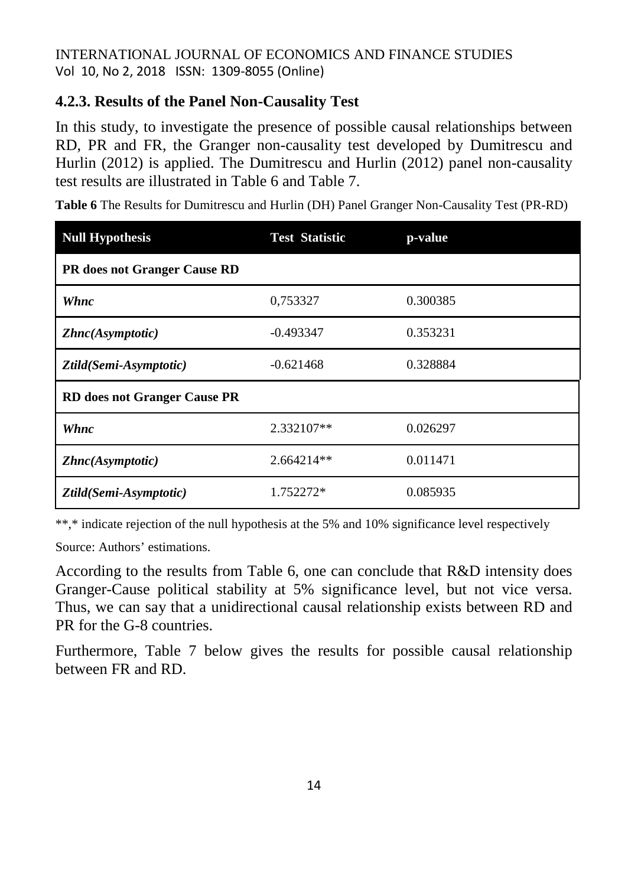### 4.2.3. Results of the Panel Non-Causality Test

In this study, to investigate the presence of possible causal relationships between RD, PR and FR, the Granger non-causality test developed by Dumitrescu and Hurlin (2012) is applied. The Dumitrescu and Hurlin (2012) panel non-causality test results are illustrated in Table 6 and Table 7.

**Table 6** The Results for Dumitrescu and Hurlin (DH) Panel Granger Non-Causality Test (PR-RD)

| Null Hypothesis | Test Statistic | p-value |
|---|---|---|
| **PR does not Granger Cause RD** | | |
| ***Whnc*** | 0,753327 | 0.300385 |
| ***Zhnc(Asymptotic)*** | -0.493347 | 0.353231 |
| ***Ztild(Semi-Asymptotic)*** | -0.621468 | 0.328884 |
| **RD does not Granger Cause PR** | | |
| ***Whnc*** | 2.332107** | 0.026297 |
| ***Zhnc(Asymptotic)*** | 2.664214** | 0.011471 |
| ***Ztild(Semi-Asymptotic)*** | 1.752272* | 0.085935 |

**,* indicate rejection of the null hypothesis at the 5% and 10% significance level respectively

Source: Authors' estimations.

According to the results from Table 6, one can conclude that R&D intensity does Granger-Cause political stability at 5% significance level, but not vice versa. Thus, we can say that a unidirectional causal relationship exists between RD and PR for the G-8 countries.

Furthermore, Table 7 below gives the results for possible causal relationship between FR and RD.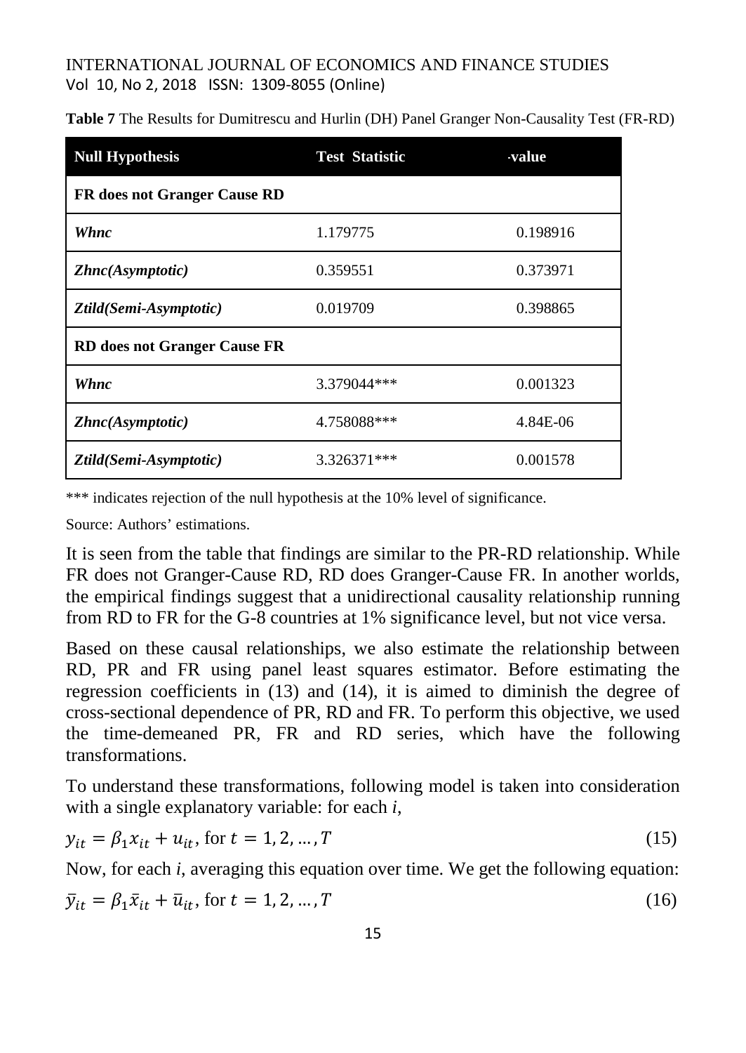**Table 7** The Results for Dumitrescu and Hurlin (DH) Panel Granger Non-Causality Test (FR-RD)

| Null Hypothesis | Test Statistic | -value |
|---|---|---|
| **FR does not Granger Cause RD** | | |
| ***Whnc*** | 1.179775 | 0.198916 |
| ***Zhnc(Asymptotic)*** | 0.359551 | 0.373971 |
| ***Ztild(Semi-Asymptotic)*** | 0.019709 | 0.398865 |
| **RD does not Granger Cause FR** | | |
| ***Whnc*** | 3.379044*** | 0.001323 |
| ***Zhnc(Asymptotic)*** | 4.758088*** | 4.84E-06 |
| ***Ztild(Semi-Asymptotic)*** | 3.326371*** | 0.001578 |

*** indicates rejection of the null hypothesis at the 10% level of significance.

Source: Authors' estimations.

It is seen from the table that findings are similar to the PR-RD relationship. While FR does not Granger-Cause RD, RD does Granger-Cause FR. In another worlds, the empirical findings suggest that a unidirectional causality relationship running from RD to FR for the G-8 countries at 1% significance level, but not vice versa.

Based on these causal relationships, we also estimate the relationship between RD, PR and FR using panel least squares estimator. Before estimating the regression coefficients in (13) and (14), it is aimed to diminish the degree of cross-sectional dependence of PR, RD and FR. To perform this objective, we used the time-demeaned PR, FR and RD series, which have the following transformations.

To understand these transformations, following model is taken into consideration with a single explanatory variable: for each *i*,

$$y_{it} = \beta_1 x_{it} + u_{it}, \text{ for } t = 1, 2, \ldots, T \tag{15}$$

Now, for each *i*, averaging this equation over time. We get the following equation:

$$\bar{y}_{it} = \beta_1 \bar{x}_{it} + \bar{u}_{it}, \text{ for } t = 1, 2, \ldots, T \tag{16}$$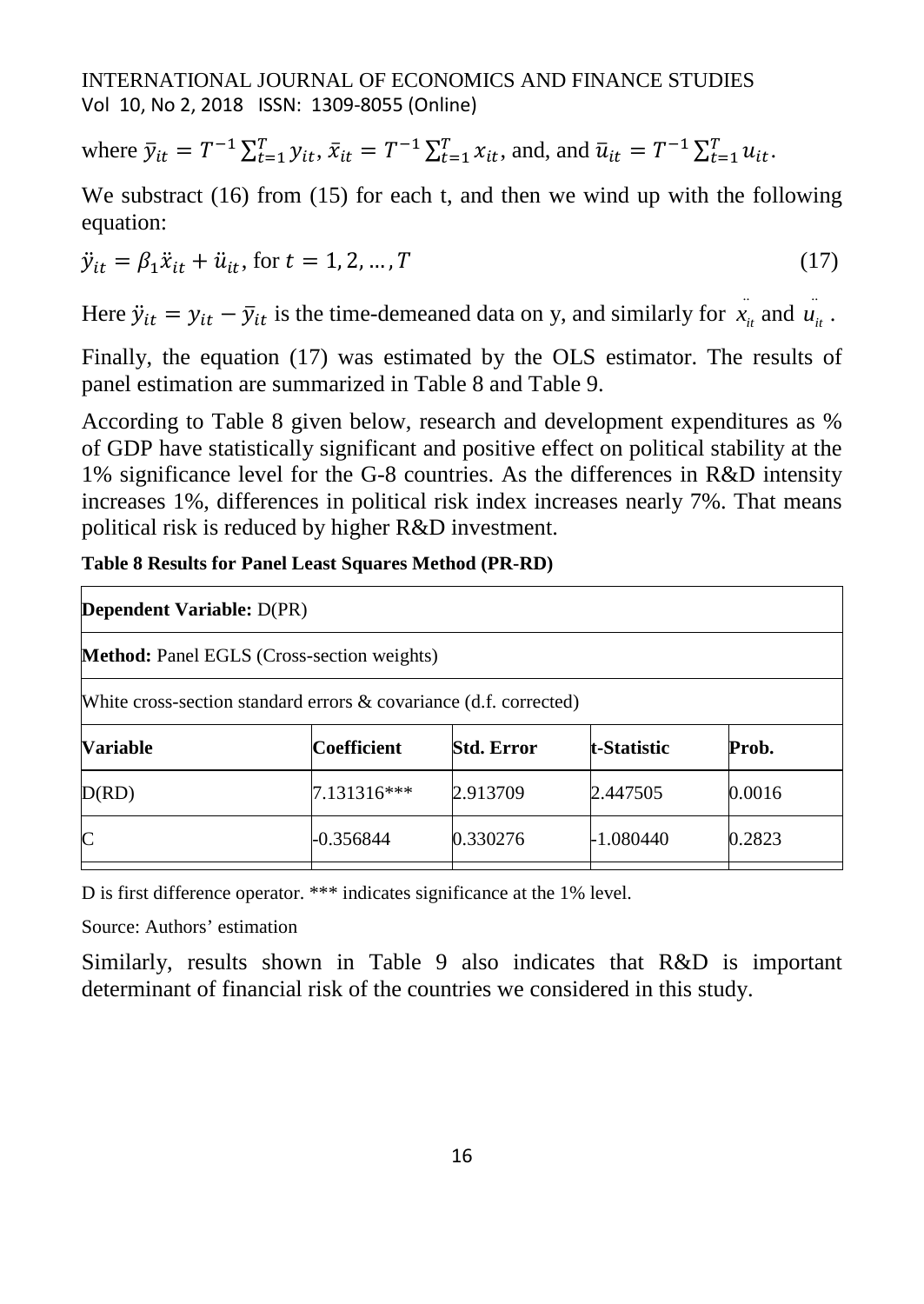where $\bar{y}_{it} = T^{-1}\sum_{t=1}^{T} y_{it}$, $\bar{x}_{it} = T^{-1}\sum_{t=1}^{T} x_{it}$, and, and $\bar{u}_{it} = T^{-1}\sum_{t=1}^{T} u_{it}$.

We substract (16) from (15) for each t, and then we wind up with the following equation:

$$\ddot{y}_{it} = \beta_1 \ddot{x}_{it} + \ddot{u}_{it}, \text{ for } t = 1, 2, \ldots, T \tag{17}$$

Here $\ddot{y}_{it} = y_{it} - \bar{y}_{it}$ is the time-demeaned data on y, and similarly for $\ddot{x}_{it}$ and $\ddot{u}_{it}$.

Finally, the equation (17) was estimated by the OLS estimator. The results of panel estimation are summarized in Table 8 and Table 9.

According to Table 8 given below, research and development expenditures as % of GDP have statistically significant and positive effect on political stability at the 1% significance level for the G-8 countries. As the differences in R&D intensity increases 1%, differences in political risk index increases nearly 7%. That means political risk is reduced by higher R&D investment.

**Table 8 Results for Panel Least Squares Method (PR-RD)**

| **Dependent Variable:** D(PR) | | | | |
|---|---|---|---|---|
| **Method:** Panel EGLS (Cross-section weights) | | | | |
| White cross-section standard errors & covariance (d.f. corrected) | | | | |
| **Variable** | **Coefficient** | **Std. Error** | **t-Statistic** | **Prob.** |
| D(RD) | 7.131316*** | 2.913709 | 2.447505 | 0.0016 |
| C | -0.356844 | 0.330276 | -1.080440 | 0.2823 |

D is first difference operator. *** indicates significance at the 1% level.

Source: Authors' estimation

Similarly, results shown in Table 9 also indicates that R&D is important determinant of financial risk of the countries we considered in this study.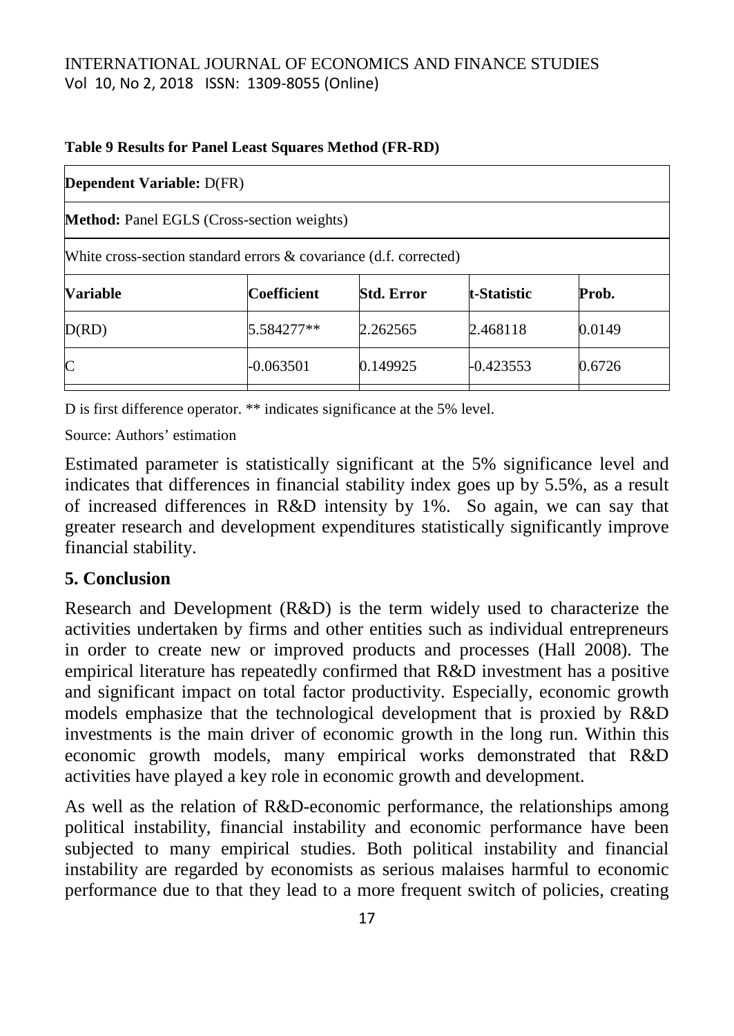**Table 9 Results for Panel Least Squares Method (FR-RD)**

| **Dependent Variable:** D(FR) | | | | |
|---|---|---|---|---|
| **Method:** Panel EGLS (Cross-section weights) | | | | |
| White cross-section standard errors & covariance (d.f. corrected) | | | | |
| **Variable** | **Coefficient** | **Std. Error** | **t-Statistic** | **Prob.** |
| D(RD) | 5.584277** | 2.262565 | 2.468118 | 0.0149 |
| C | -0.063501 | 0.149925 | -0.423553 | 0.6726 |

D is first difference operator. ** indicates significance at the 5% level.

Source: Authors' estimation

Estimated parameter is statistically significant at the 5% significance level and indicates that differences in financial stability index goes up by 5.5%, as a result of increased differences in R&D intensity by 1%. So again, we can say that greater research and development expenditures statistically significantly improve financial stability.

## 5. Conclusion

Research and Development (R&D) is the term widely used to characterize the activities undertaken by firms and other entities such as individual entrepreneurs in order to create new or improved products and processes (Hall 2008). The empirical literature has repeatedly confirmed that R&D investment has a positive and significant impact on total factor productivity. Especially, economic growth models emphasize that the technological development that is proxied by R&D investments is the main driver of economic growth in the long run. Within this economic growth models, many empirical works demonstrated that R&D activities have played a key role in economic growth and development.

As well as the relation of R&D-economic performance, the relationships among political instability, financial instability and economic performance have been subjected to many empirical studies. Both political instability and financial instability are regarded by economists as serious malaises harmful to economic performance due to that they lead to a more frequent switch of policies, creating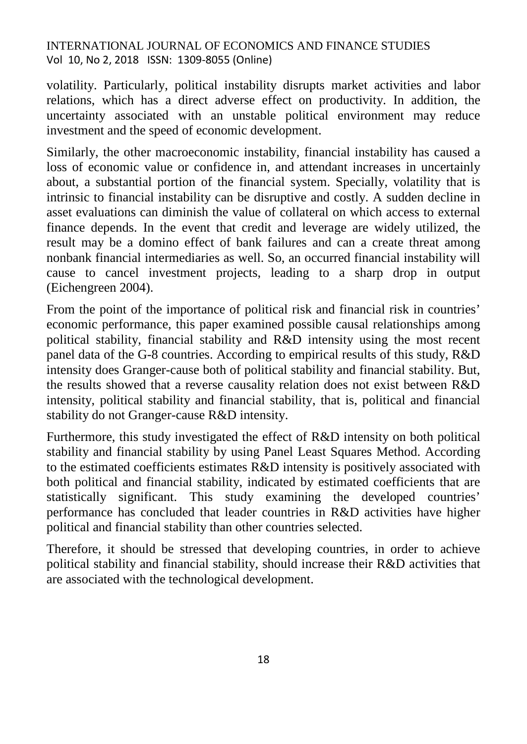volatility. Particularly, political instability disrupts market activities and labor relations, which has a direct adverse effect on productivity. In addition, the uncertainty associated with an unstable political environment may reduce investment and the speed of economic development.

Similarly, the other macroeconomic instability, financial instability has caused a loss of economic value or confidence in, and attendant increases in uncertainly about, a substantial portion of the financial system. Specially, volatility that is intrinsic to financial instability can be disruptive and costly. A sudden decline in asset evaluations can diminish the value of collateral on which access to external finance depends. In the event that credit and leverage are widely utilized, the result may be a domino effect of bank failures and can a create threat among nonbank financial intermediaries as well. So, an occurred financial instability will cause to cancel investment projects, leading to a sharp drop in output (Eichengreen 2004).

From the point of the importance of political risk and financial risk in countries' economic performance, this paper examined possible causal relationships among political stability, financial stability and R&D intensity using the most recent panel data of the G-8 countries. According to empirical results of this study, R&D intensity does Granger-cause both of political stability and financial stability. But, the results showed that a reverse causality relation does not exist between R&D intensity, political stability and financial stability, that is, political and financial stability do not Granger-cause R&D intensity.

Furthermore, this study investigated the effect of R&D intensity on both political stability and financial stability by using Panel Least Squares Method. According to the estimated coefficients estimates R&D intensity is positively associated with both political and financial stability, indicated by estimated coefficients that are statistically significant. This study examining the developed countries' performance has concluded that leader countries in R&D activities have higher political and financial stability than other countries selected.

Therefore, it should be stressed that developing countries, in order to achieve political stability and financial stability, should increase their R&D activities that are associated with the technological development.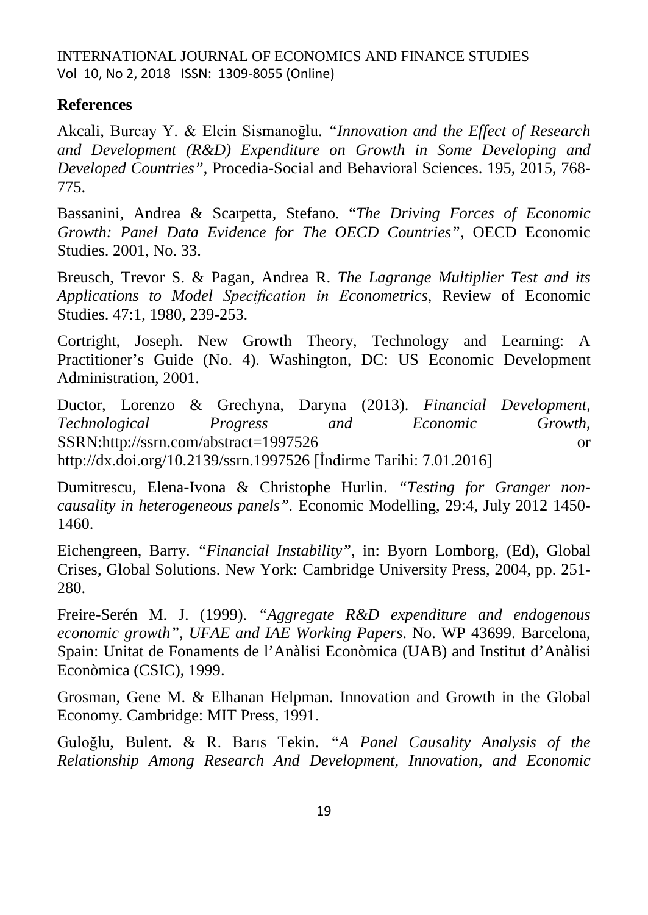## References

Akcali, Burcay Y. & Elcin Sismanoğlu. *"Innovation and the Effect of Research and Development (R&D) Expenditure on Growth in Some Developing and Developed Countries"*, Procedia-Social and Behavioral Sciences. 195, 2015, 768-775.

Bassanini, Andrea & Scarpetta, Stefano. "*The Driving Forces of Economic Growth: Panel Data Evidence for The OECD Countries"*, OECD Economic Studies. 2001, No. 33.

Breusch, Trevor S. & Pagan, Andrea R. *The Lagrange Multiplier Test and its Applications to Model Specification in Econometrics*, Review of Economic Studies. 47:1, 1980, 239-253.

Cortright, Joseph. New Growth Theory, Technology and Learning: A Practitioner's Guide (No. 4). Washington, DC: US Economic Development Administration, 2001.

Ductor, Lorenzo & Grechyna, Daryna (2013). *Financial Development, Technological Progress and Economic Growth*, SSRN:http://ssrn.com/abstract=1997526 or http://dx.doi.org/10.2139/ssrn.1997526 [İndirme Tarihi: 7.01.2016]

Dumitrescu, Elena-Ivona & Christophe Hurlin. "*Testing for Granger non-causality in heterogeneous panels"*. Economic Modelling, 29:4, July 2012 1450-1460.

Eichengreen, Barry. "*Financial Instability"*, in: Byorn Lomborg, (Ed), Global Crises, Global Solutions. New York: Cambridge University Press, 2004, pp. 251-280.

Freire-Serén M. J. (1999). "*Aggregate R&D expenditure and endogenous economic growth", UFAE and IAE Working Papers*. No. WP 43699. Barcelona, Spain: Unitat de Fonaments de l'Anàlisi Econòmica (UAB) and Institut d'Anàlisi Econòmica (CSIC), 1999.

Grosman, Gene M. & Elhanan Helpman. Innovation and Growth in the Global Economy. Cambridge: MIT Press, 1991.

Guloğlu, Bulent. & R. Barıs Tekin. "*A Panel Causality Analysis of the Relationship Among Research And Development, Innovation, and Economic*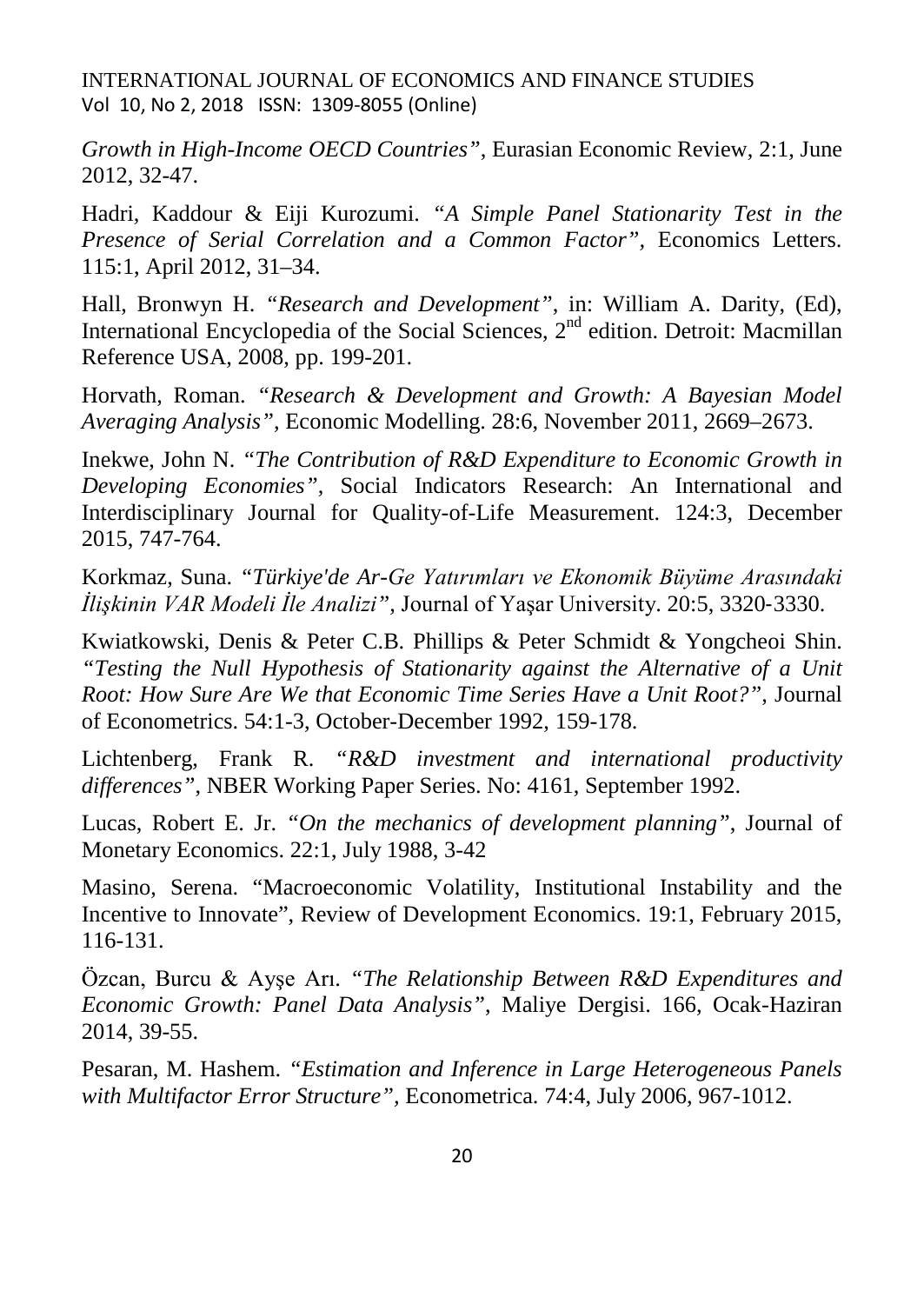*Growth in High-Income OECD Countries"*, Eurasian Economic Review, 2:1, June 2012, 32-47.

Hadri, Kaddour & Eiji Kurozumi. "*A Simple Panel Stationarity Test in the Presence of Serial Correlation and a Common Factor"*, Economics Letters. 115:1, April 2012, 31–34.

Hall, Bronwyn H. "*Research and Development"*, in: William A. Darity, (Ed), International Encyclopedia of the Social Sciences, 2nd edition. Detroit: Macmillan Reference USA, 2008, pp. 199-201.

Horvath, Roman. "*Research & Development and Growth: A Bayesian Model Averaging Analysis"*, Economic Modelling. 28:6, November 2011, 2669–2673.

Inekwe, John N. *"The Contribution of R&D Expenditure to Economic Growth in Developing Economies"*, Social Indicators Research: An International and Interdisciplinary Journal for Quality-of-Life Measurement. 124:3, December 2015, 747-764.

Korkmaz, Suna. *"Türkiye'de Ar-Ge Yatırımları ve Ekonomik Büyüme Arasındaki İlişkinin VAR Modeli İle Analizi"*, Journal of Yaşar University. 20:5, 3320-3330.

Kwiatkowski, Denis & Peter C.B. Phillips & Peter Schmidt & Yongcheoi Shin. *"Testing the Null Hypothesis of Stationarity against the Alternative of a Unit Root: How Sure Are We that Economic Time Series Have a Unit Root?"*, Journal of Econometrics. 54:1-3, October-December 1992, 159-178.

Lichtenberg, Frank R. *"R&D investment and international productivity differences"*, NBER Working Paper Series. No: 4161, September 1992.

Lucas, Robert E. Jr. *"On the mechanics of development planning"*, Journal of Monetary Economics. 22:1, July 1988, 3-42

Masino, Serena. "Macroeconomic Volatility, Institutional Instability and the Incentive to Innovate", Review of Development Economics. 19:1, February 2015, 116-131.

Özcan, Burcu & Ayşe Arı. *"The Relationship Between R&D Expenditures and Economic Growth: Panel Data Analysis"*, Maliye Dergisi. 166, Ocak-Haziran 2014, 39-55.

Pesaran, M. Hashem. *"Estimation and Inference in Large Heterogeneous Panels with Multifactor Error Structure"*, Econometrica. 74:4, July 2006, 967-1012.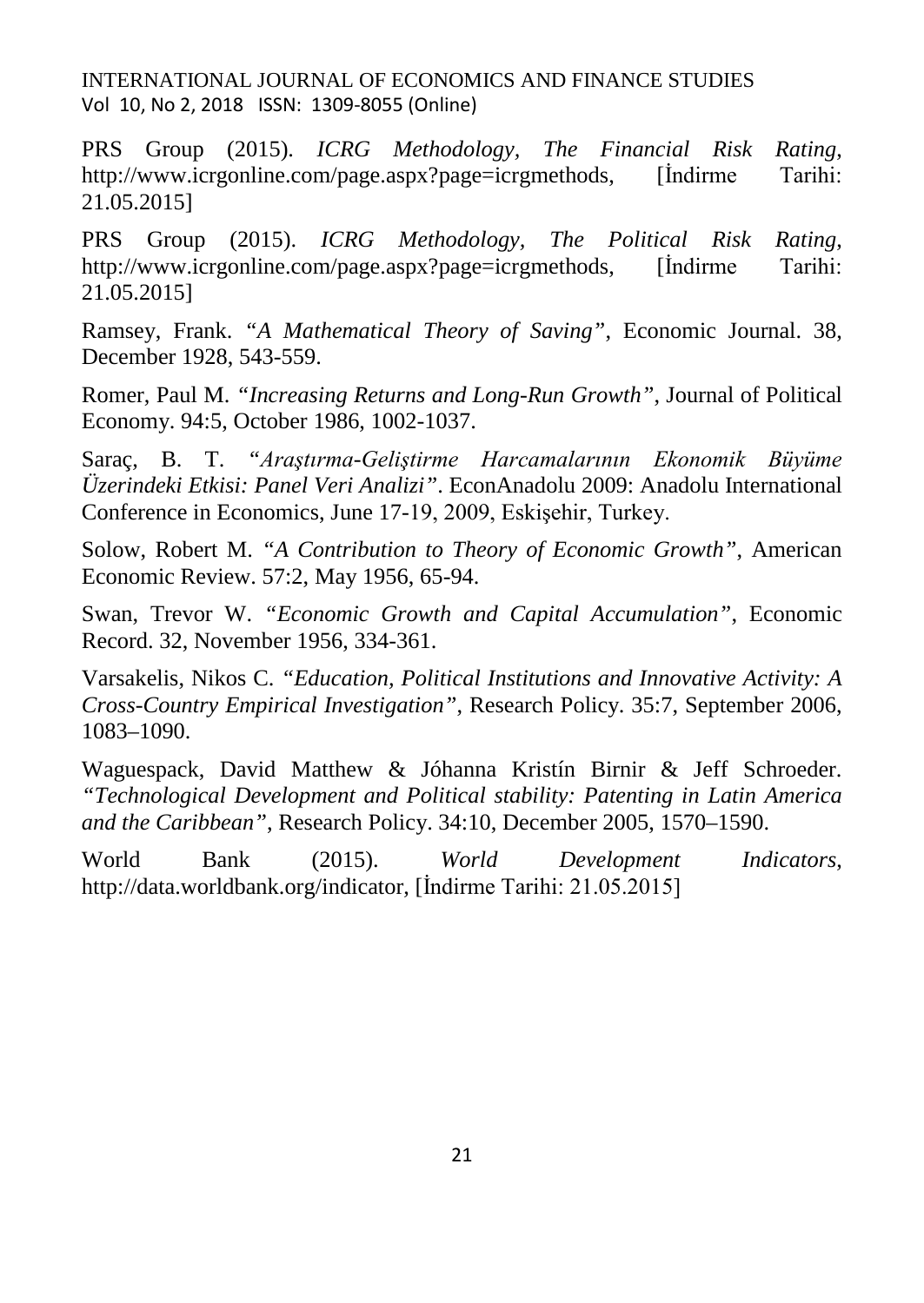PRS Group (2015). *ICRG Methodology, The Financial Risk Rating*, http://www.icrgonline.com/page.aspx?page=icrgmethods, [İndirme Tarihi: 21.05.2015]

PRS Group (2015). *ICRG Methodology, The Political Risk Rating*, http://www.icrgonline.com/page.aspx?page=icrgmethods, [İndirme Tarihi: 21.05.2015]

Ramsey, Frank. *"A Mathematical Theory of Saving"*, Economic Journal. 38, December 1928, 543-559.

Romer, Paul M. *"Increasing Returns and Long-Run Growth"*, Journal of Political Economy. 94:5, October 1986, 1002-1037.

Saraç, B. T. *"Araştırma-Geliştirme Harcamalarının Ekonomik Büyüme Üzerindeki Etkisi: Panel Veri Analizi"*. EconAnadolu 2009: Anadolu International Conference in Economics, June 17-19, 2009, Eskişehir, Turkey.

Solow, Robert M. *"A Contribution to Theory of Economic Growth"*, American Economic Review. 57:2, May 1956, 65-94.

Swan, Trevor W. *"Economic Growth and Capital Accumulation"*, Economic Record. 32, November 1956, 334-361.

Varsakelis, Nikos C. *"Education, Political Institutions and Innovative Activity: A Cross-Country Empirical Investigation"*, Research Policy. 35:7, September 2006, 1083–1090.

Waguespack, David Matthew & Jóhanna Kristín Birnir & Jeff Schroeder. *"Technological Development and Political stability: Patenting in Latin America and the Caribbean"*, Research Policy. 34:10, December 2005, 1570–1590.

World Bank (2015). *World Development Indicators*, http://data.worldbank.org/indicator, [İndirme Tarihi: 21.05.2015]